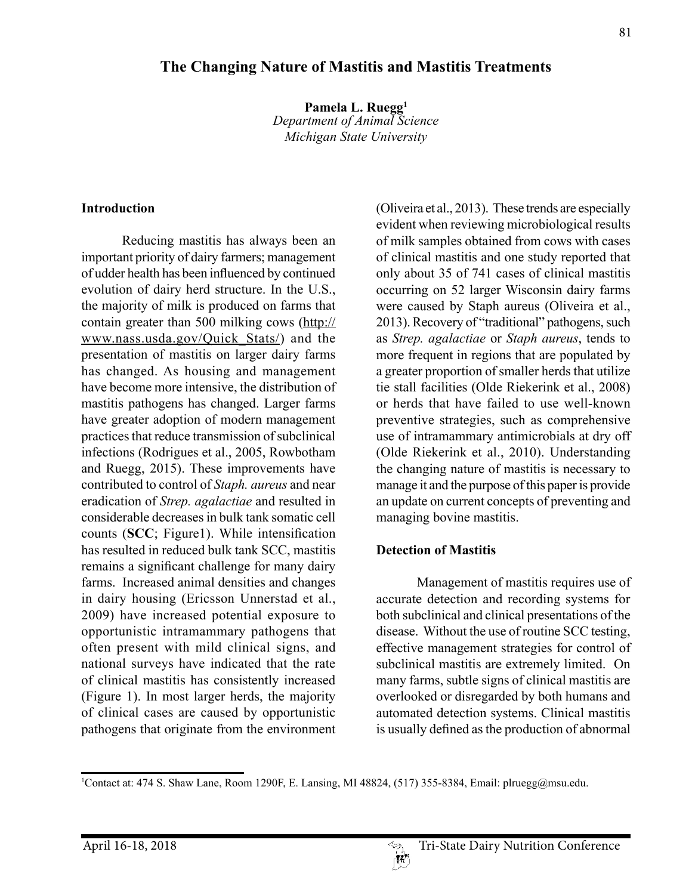# The Changing Nature of Mastitis and Mastitis Treatments

**Pamela L. Ruegg[1]**
*Department of Animal Science*
*Michigan State University*

## Introduction

Reducing mastitis has always been an important priority of dairy farmers; management of udder health has been influenced by continued evolution of dairy herd structure. In the U.S., the majority of milk is produced on farms that contain greater than 500 milking cows (http://www.nass.usda.gov/Quick_Stats/) and the presentation of mastitis on larger dairy farms has changed. As housing and management have become more intensive, the distribution of mastitis pathogens has changed. Larger farms have greater adoption of modern management practices that reduce transmission of subclinical infections (Rodrigues et al., 2005, Rowbotham and Ruegg, 2015). These improvements have contributed to control of *Staph. aureus* and near eradication of *Strep. agalactiae* and resulted in considerable decreases in bulk tank somatic cell counts (**SCC**; Figure1). While intensification has resulted in reduced bulk tank SCC, mastitis remains a significant challenge for many dairy farms. Increased animal densities and changes in dairy housing (Ericsson Unnerstad et al., 2009) have increased potential exposure to opportunistic intramammary pathogens that often present with mild clinical signs, and national surveys have indicated that the rate of clinical mastitis has consistently increased (Figure 1). In most larger herds, the majority of clinical cases are caused by opportunistic pathogens that originate from the environment (Oliveira et al., 2013). These trends are especially evident when reviewing microbiological results of milk samples obtained from cows with cases of clinical mastitis and one study reported that only about 35 of 741 cases of clinical mastitis occurring on 52 larger Wisconsin dairy farms were caused by Staph aureus (Oliveira et al., 2013). Recovery of "traditional" pathogens, such as *Strep. agalactiae* or *Staph aureus*, tends to more frequent in regions that are populated by a greater proportion of smaller herds that utilize tie stall facilities (Olde Riekerink et al., 2008) or herds that have failed to use well-known preventive strategies, such as comprehensive use of intramammary antimicrobials at dry off (Olde Riekerink et al., 2010). Understanding the changing nature of mastitis is necessary to manage it and the purpose of this paper is provide an update on current concepts of preventing and managing bovine mastitis.

## Detection of Mastitis

Management of mastitis requires use of accurate detection and recording systems for both subclinical and clinical presentations of the disease. Without the use of routine SCC testing, effective management strategies for control of subclinical mastitis are extremely limited. On many farms, subtle signs of clinical mastitis are overlooked or disregarded by both humans and automated detection systems. Clinical mastitis is usually defined as the production of abnormal

[1]Contact at: 474 S. Shaw Lane, Room 1290F, E. Lansing, MI 48824, (517) 355-8384, Email: plruegg@msu.edu.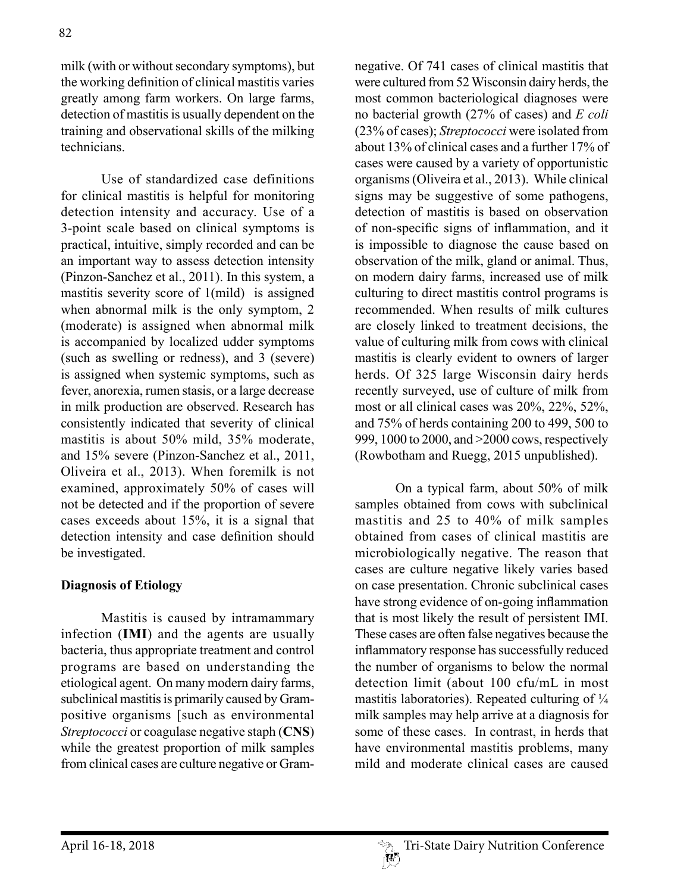milk (with or without secondary symptoms), but the working definition of clinical mastitis varies greatly among farm workers. On large farms, detection of mastitis is usually dependent on the training and observational skills of the milking technicians.

Use of standardized case definitions for clinical mastitis is helpful for monitoring detection intensity and accuracy. Use of a 3-point scale based on clinical symptoms is practical, intuitive, simply recorded and can be an important way to assess detection intensity (Pinzon-Sanchez et al., 2011). In this system, a mastitis severity score of 1(mild) is assigned when abnormal milk is the only symptom, 2 (moderate) is assigned when abnormal milk is accompanied by localized udder symptoms (such as swelling or redness), and 3 (severe) is assigned when systemic symptoms, such as fever, anorexia, rumen stasis, or a large decrease in milk production are observed. Research has consistently indicated that severity of clinical mastitis is about 50% mild, 35% moderate, and 15% severe (Pinzon-Sanchez et al., 2011, Oliveira et al., 2013). When foremilk is not examined, approximately 50% of cases will not be detected and if the proportion of severe cases exceeds about 15%, it is a signal that detection intensity and case definition should be investigated.

**Diagnosis of Etiology**

Mastitis is caused by intramammary infection (**IMI**) and the agents are usually bacteria, thus appropriate treatment and control programs are based on understanding the etiological agent. On many modern dairy farms, subclinical mastitis is primarily caused by Gram-positive organisms [such as environmental *Streptococci* or coagulase negative staph (**CNS**) while the greatest proportion of milk samples from clinical cases are culture negative or Gram-negative. Of 741 cases of clinical mastitis that were cultured from 52 Wisconsin dairy herds, the most common bacteriological diagnoses were no bacterial growth (27% of cases) and *E coli* (23% of cases); *Streptococci* were isolated from about 13% of clinical cases and a further 17% of cases were caused by a variety of opportunistic organisms (Oliveira et al., 2013). While clinical signs may be suggestive of some pathogens, detection of mastitis is based on observation of non-specific signs of inflammation, and it is impossible to diagnose the cause based on observation of the milk, gland or animal. Thus, on modern dairy farms, increased use of milk culturing to direct mastitis control programs is recommended. When results of milk cultures are closely linked to treatment decisions, the value of culturing milk from cows with clinical mastitis is clearly evident to owners of larger herds. Of 325 large Wisconsin dairy herds recently surveyed, use of culture of milk from most or all clinical cases was 20%, 22%, 52%, and 75% of herds containing 200 to 499, 500 to 999, 1000 to 2000, and >2000 cows, respectively (Rowbotham and Ruegg, 2015 unpublished).

On a typical farm, about 50% of milk samples obtained from cows with subclinical mastitis and 25 to 40% of milk samples obtained from cases of clinical mastitis are microbiologically negative. The reason that cases are culture negative likely varies based on case presentation. Chronic subclinical cases have strong evidence of on-going inflammation that is most likely the result of persistent IMI. These cases are often false negatives because the inflammatory response has successfully reduced the number of organisms to below the normal detection limit (about 100 cfu/mL in most mastitis laboratories). Repeated culturing of ¼ milk samples may help arrive at a diagnosis for some of these cases. In contrast, in herds that have environmental mastitis problems, many mild and moderate clinical cases are caused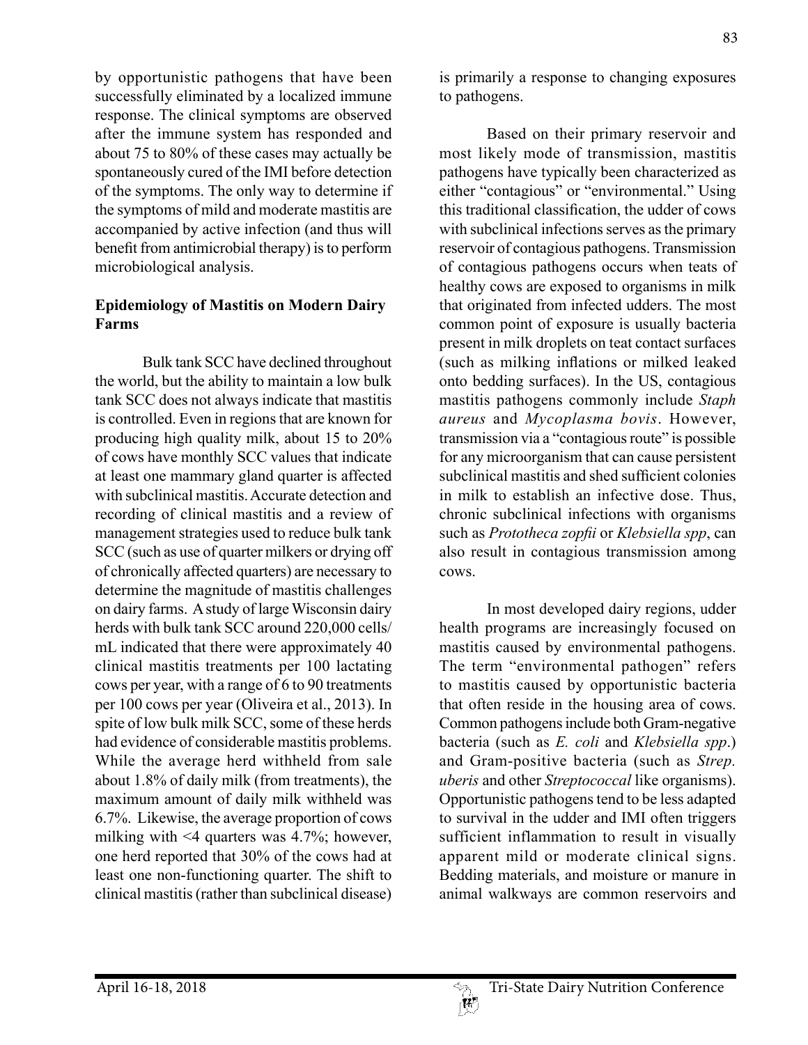by opportunistic pathogens that have been successfully eliminated by a localized immune response. The clinical symptoms are observed after the immune system has responded and about 75 to 80% of these cases may actually be spontaneously cured of the IMI before detection of the symptoms. The only way to determine if the symptoms of mild and moderate mastitis are accompanied by active infection (and thus will benefit from antimicrobial therapy) is to perform microbiological analysis.

**Epidemiology of Mastitis on Modern Dairy Farms**

Bulk tank SCC have declined throughout the world, but the ability to maintain a low bulk tank SCC does not always indicate that mastitis is controlled. Even in regions that are known for producing high quality milk, about 15 to 20% of cows have monthly SCC values that indicate at least one mammary gland quarter is affected with subclinical mastitis. Accurate detection and recording of clinical mastitis and a review of management strategies used to reduce bulk tank SCC (such as use of quarter milkers or drying off of chronically affected quarters) are necessary to determine the magnitude of mastitis challenges on dairy farms. A study of large Wisconsin dairy herds with bulk tank SCC around 220,000 cells/mL indicated that there were approximately 40 clinical mastitis treatments per 100 lactating cows per year, with a range of 6 to 90 treatments per 100 cows per year (Oliveira et al., 2013). In spite of low bulk milk SCC, some of these herds had evidence of considerable mastitis problems. While the average herd withheld from sale about 1.8% of daily milk (from treatments), the maximum amount of daily milk withheld was 6.7%. Likewise, the average proportion of cows milking with <4 quarters was 4.7%; however, one herd reported that 30% of the cows had at least one non-functioning quarter. The shift to clinical mastitis (rather than subclinical disease) is primarily a response to changing exposures to pathogens.

Based on their primary reservoir and most likely mode of transmission, mastitis pathogens have typically been characterized as either "contagious" or "environmental." Using this traditional classification, the udder of cows with subclinical infections serves as the primary reservoir of contagious pathogens. Transmission of contagious pathogens occurs when teats of healthy cows are exposed to organisms in milk that originated from infected udders. The most common point of exposure is usually bacteria present in milk droplets on teat contact surfaces (such as milking inflations or milked leaked onto bedding surfaces). In the US, contagious mastitis pathogens commonly include *Staph aureus* and *Mycoplasma bovis*. However, transmission via a "contagious route" is possible for any microorganism that can cause persistent subclinical mastitis and shed sufficient colonies in milk to establish an infective dose. Thus, chronic subclinical infections with organisms such as *Prototheca zopfii* or *Klebsiella spp*, can also result in contagious transmission among cows.

In most developed dairy regions, udder health programs are increasingly focused on mastitis caused by environmental pathogens. The term "environmental pathogen" refers to mastitis caused by opportunistic bacteria that often reside in the housing area of cows. Common pathogens include both Gram-negative bacteria (such as *E. coli* and *Klebsiella spp*.) and Gram-positive bacteria (such as *Strep. uberis* and other *Streptococcal* like organisms). Opportunistic pathogens tend to be less adapted to survival in the udder and IMI often triggers sufficient inflammation to result in visually apparent mild or moderate clinical signs. Bedding materials, and moisture or manure in animal walkways are common reservoirs and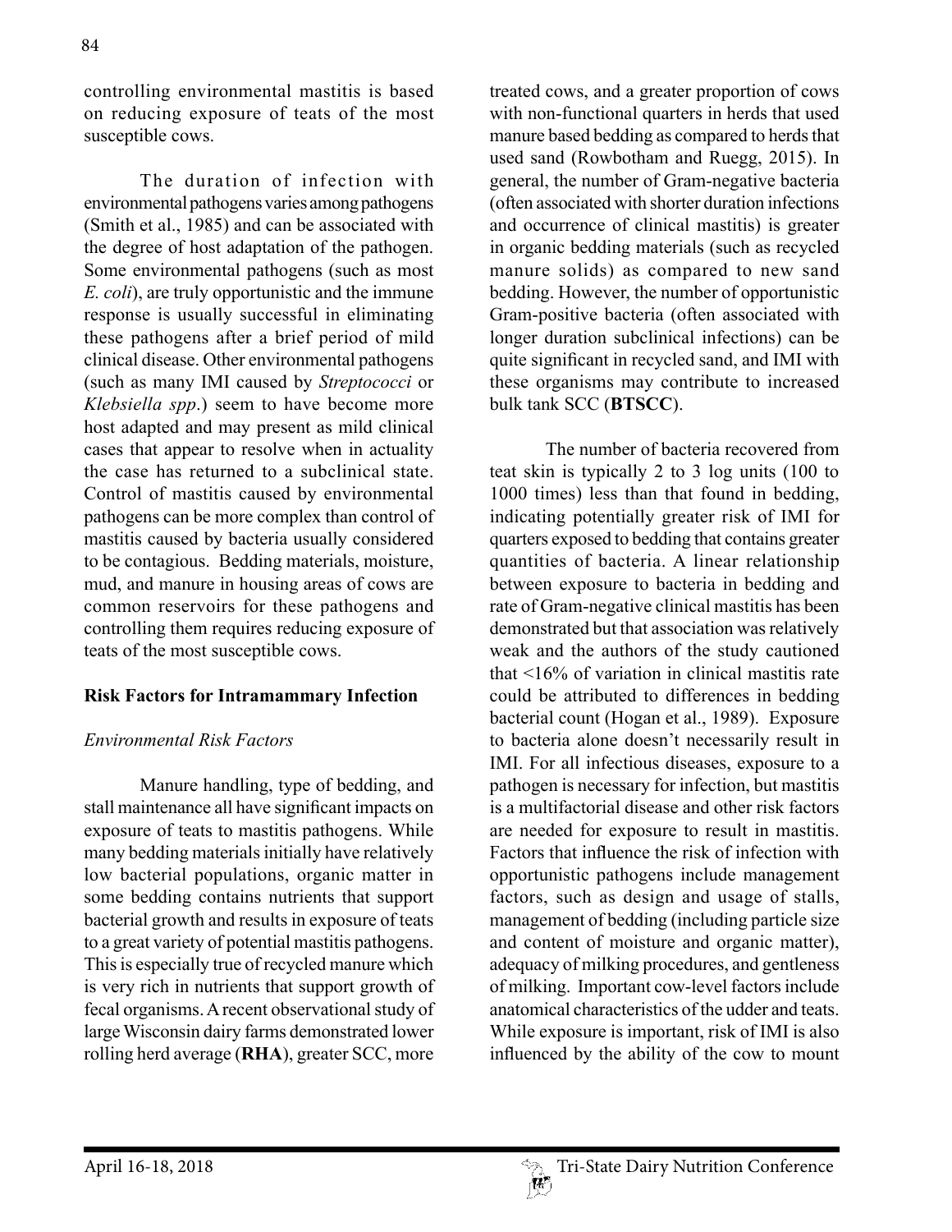controlling environmental mastitis is based on reducing exposure of teats of the most susceptible cows.

The duration of infection with environmental pathogens varies among pathogens (Smith et al., 1985) and can be associated with the degree of host adaptation of the pathogen. Some environmental pathogens (such as most *E. coli*), are truly opportunistic and the immune response is usually successful in eliminating these pathogens after a brief period of mild clinical disease. Other environmental pathogens (such as many IMI caused by *Streptococci* or *Klebsiella spp*.) seem to have become more host adapted and may present as mild clinical cases that appear to resolve when in actuality the case has returned to a subclinical state. Control of mastitis caused by environmental pathogens can be more complex than control of mastitis caused by bacteria usually considered to be contagious. Bedding materials, moisture, mud, and manure in housing areas of cows are common reservoirs for these pathogens and controlling them requires reducing exposure of teats of the most susceptible cows.

## Risk Factors for Intramammary Infection

### *Environmental Risk Factors*

Manure handling, type of bedding, and stall maintenance all have significant impacts on exposure of teats to mastitis pathogens. While many bedding materials initially have relatively low bacterial populations, organic matter in some bedding contains nutrients that support bacterial growth and results in exposure of teats to a great variety of potential mastitis pathogens. This is especially true of recycled manure which is very rich in nutrients that support growth of fecal organisms. A recent observational study of large Wisconsin dairy farms demonstrated lower rolling herd average (**RHA**), greater SCC, more treated cows, and a greater proportion of cows with non-functional quarters in herds that used manure based bedding as compared to herds that used sand (Rowbotham and Ruegg, 2015). In general, the number of Gram-negative bacteria (often associated with shorter duration infections and occurrence of clinical mastitis) is greater in organic bedding materials (such as recycled manure solids) as compared to new sand bedding. However, the number of opportunistic Gram-positive bacteria (often associated with longer duration subclinical infections) can be quite significant in recycled sand, and IMI with these organisms may contribute to increased bulk tank SCC (**BTSCC**).

The number of bacteria recovered from teat skin is typically 2 to 3 log units (100 to 1000 times) less than that found in bedding, indicating potentially greater risk of IMI for quarters exposed to bedding that contains greater quantities of bacteria. A linear relationship between exposure to bacteria in bedding and rate of Gram-negative clinical mastitis has been demonstrated but that association was relatively weak and the authors of the study cautioned that <16% of variation in clinical mastitis rate could be attributed to differences in bedding bacterial count (Hogan et al., 1989). Exposure to bacteria alone doesn't necessarily result in IMI. For all infectious diseases, exposure to a pathogen is necessary for infection, but mastitis is a multifactorial disease and other risk factors are needed for exposure to result in mastitis. Factors that influence the risk of infection with opportunistic pathogens include management factors, such as design and usage of stalls, management of bedding (including particle size and content of moisture and organic matter), adequacy of milking procedures, and gentleness of milking. Important cow-level factors include anatomical characteristics of the udder and teats. While exposure is important, risk of IMI is also influenced by the ability of the cow to mount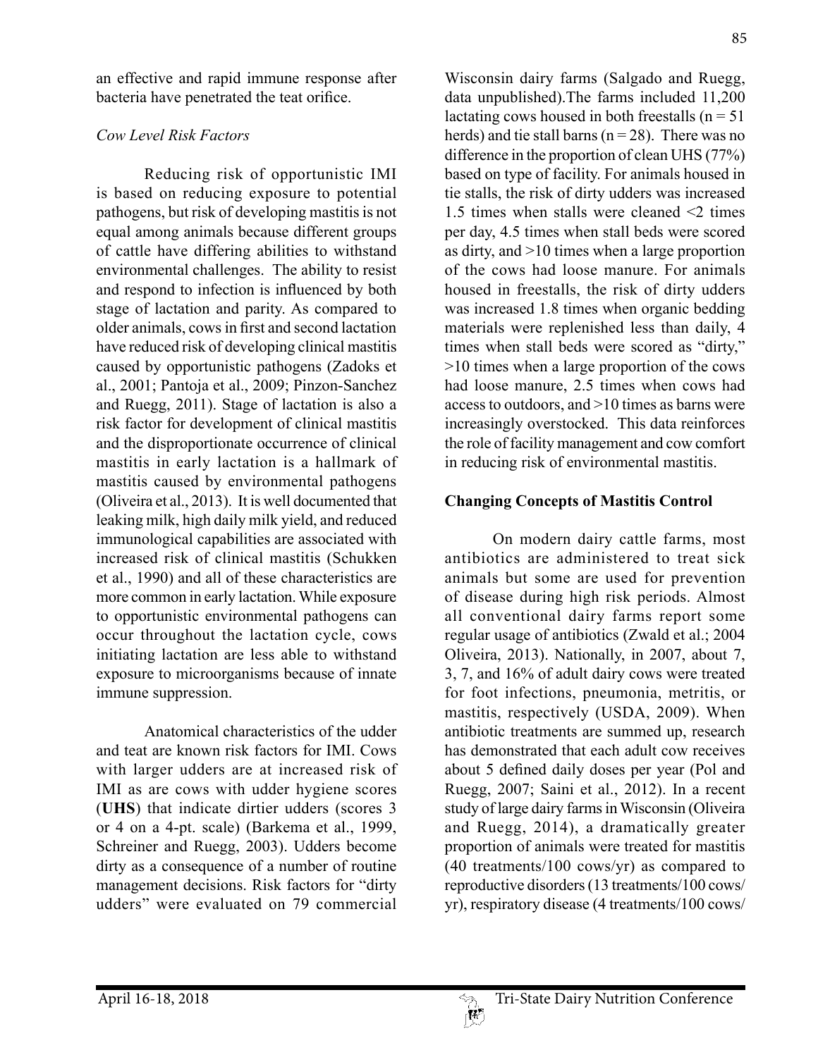an effective and rapid immune response after bacteria have penetrated the teat orifice.

*Cow Level Risk Factors*

Reducing risk of opportunistic IMI is based on reducing exposure to potential pathogens, but risk of developing mastitis is not equal among animals because different groups of cattle have differing abilities to withstand environmental challenges. The ability to resist and respond to infection is influenced by both stage of lactation and parity. As compared to older animals, cows in first and second lactation have reduced risk of developing clinical mastitis caused by opportunistic pathogens (Zadoks et al., 2001; Pantoja et al., 2009; Pinzon-Sanchez and Ruegg, 2011). Stage of lactation is also a risk factor for development of clinical mastitis and the disproportionate occurrence of clinical mastitis in early lactation is a hallmark of mastitis caused by environmental pathogens (Oliveira et al., 2013). It is well documented that leaking milk, high daily milk yield, and reduced immunological capabilities are associated with increased risk of clinical mastitis (Schukken et al., 1990) and all of these characteristics are more common in early lactation. While exposure to opportunistic environmental pathogens can occur throughout the lactation cycle, cows initiating lactation are less able to withstand exposure to microorganisms because of innate immune suppression.

Anatomical characteristics of the udder and teat are known risk factors for IMI. Cows with larger udders are at increased risk of IMI as are cows with udder hygiene scores (**UHS**) that indicate dirtier udders (scores 3 or 4 on a 4-pt. scale) (Barkema et al., 1999, Schreiner and Ruegg, 2003). Udders become dirty as a consequence of a number of routine management decisions. Risk factors for "dirty udders" were evaluated on 79 commercial Wisconsin dairy farms (Salgado and Ruegg, data unpublished).The farms included 11,200 lactating cows housed in both freestalls (n = 51 herds) and tie stall barns (n = 28). There was no difference in the proportion of clean UHS (77%) based on type of facility. For animals housed in tie stalls, the risk of dirty udders was increased 1.5 times when stalls were cleaned <2 times per day, 4.5 times when stall beds were scored as dirty, and >10 times when a large proportion of the cows had loose manure. For animals housed in freestalls, the risk of dirty udders was increased 1.8 times when organic bedding materials were replenished less than daily, 4 times when stall beds were scored as "dirty," >10 times when a large proportion of the cows had loose manure, 2.5 times when cows had access to outdoors, and >10 times as barns were increasingly overstocked. This data reinforces the role of facility management and cow comfort in reducing risk of environmental mastitis.

**Changing Concepts of Mastitis Control**

On modern dairy cattle farms, most antibiotics are administered to treat sick animals but some are used for prevention of disease during high risk periods. Almost all conventional dairy farms report some regular usage of antibiotics (Zwald et al.; 2004 Oliveira, 2013). Nationally, in 2007, about 7, 3, 7, and 16% of adult dairy cows were treated for foot infections, pneumonia, metritis, or mastitis, respectively (USDA, 2009). When antibiotic treatments are summed up, research has demonstrated that each adult cow receives about 5 defined daily doses per year (Pol and Ruegg, 2007; Saini et al., 2012). In a recent study of large dairy farms in Wisconsin (Oliveira and Ruegg, 2014), a dramatically greater proportion of animals were treated for mastitis (40 treatments/100 cows/yr) as compared to reproductive disorders (13 treatments/100 cows/yr), respiratory disease (4 treatments/100 cows/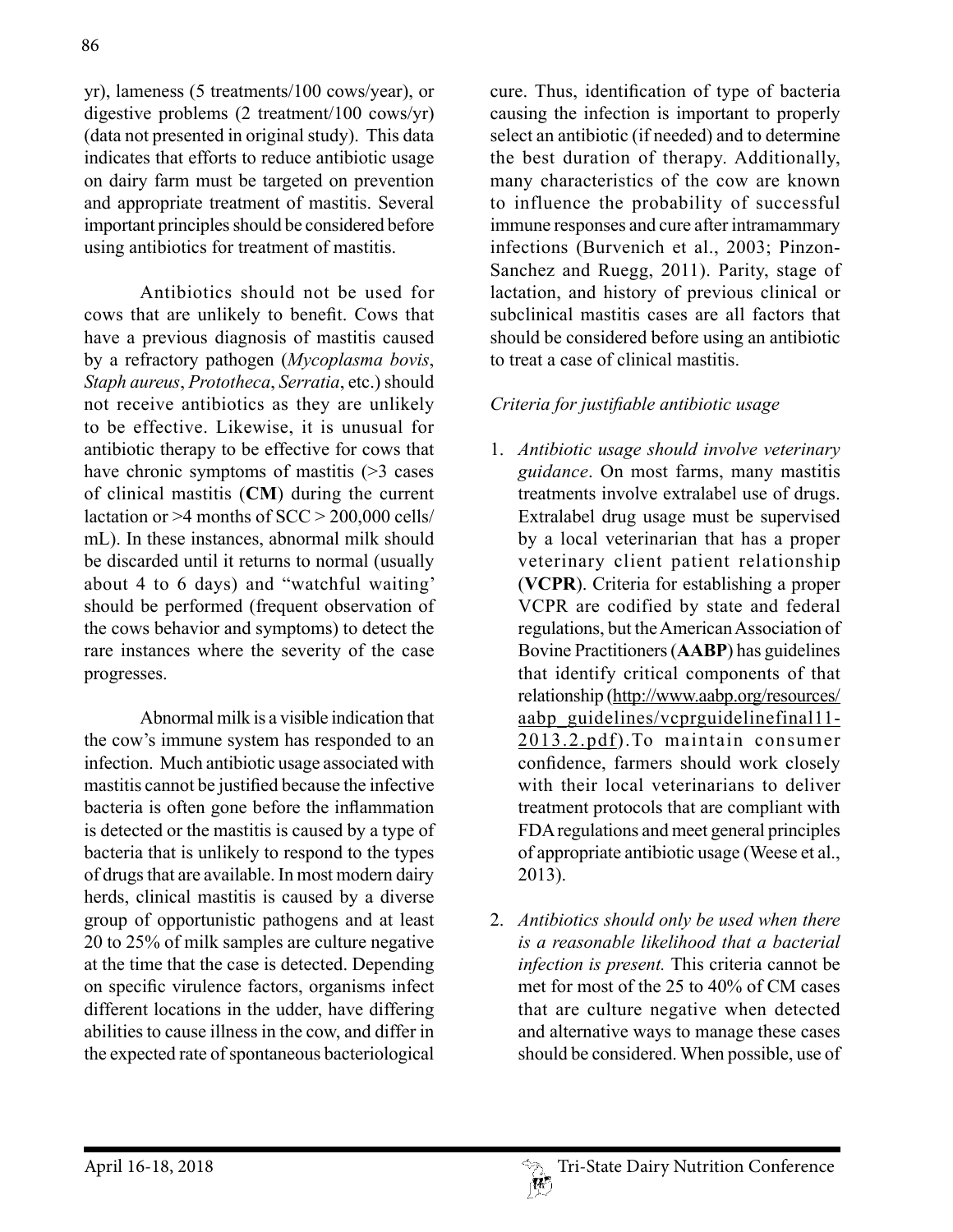yr), lameness (5 treatments/100 cows/year), or digestive problems (2 treatment/100 cows/yr) (data not presented in original study). This data indicates that efforts to reduce antibiotic usage on dairy farm must be targeted on prevention and appropriate treatment of mastitis. Several important principles should be considered before using antibiotics for treatment of mastitis.

Antibiotics should not be used for cows that are unlikely to benefit. Cows that have a previous diagnosis of mastitis caused by a refractory pathogen (*Mycoplasma bovis*, *Staph aureus*, *Prototheca*, *Serratia*, etc.) should not receive antibiotics as they are unlikely to be effective. Likewise, it is unusual for antibiotic therapy to be effective for cows that have chronic symptoms of mastitis (>3 cases of clinical mastitis (**CM**) during the current lactation or >4 months of SCC > 200,000 cells/mL). In these instances, abnormal milk should be discarded until it returns to normal (usually about 4 to 6 days) and "watchful waiting' should be performed (frequent observation of the cows behavior and symptoms) to detect the rare instances where the severity of the case progresses.

Abnormal milk is a visible indication that the cow's immune system has responded to an infection. Much antibiotic usage associated with mastitis cannot be justified because the infective bacteria is often gone before the inflammation is detected or the mastitis is caused by a type of bacteria that is unlikely to respond to the types of drugs that are available. In most modern dairy herds, clinical mastitis is caused by a diverse group of opportunistic pathogens and at least 20 to 25% of milk samples are culture negative at the time that the case is detected. Depending on specific virulence factors, organisms infect different locations in the udder, have differing abilities to cause illness in the cow, and differ in the expected rate of spontaneous bacteriological cure. Thus, identification of type of bacteria causing the infection is important to properly select an antibiotic (if needed) and to determine the best duration of therapy. Additionally, many characteristics of the cow are known to influence the probability of successful immune responses and cure after intramammary infections (Burvenich et al., 2003; Pinzon-Sanchez and Ruegg, 2011). Parity, stage of lactation, and history of previous clinical or subclinical mastitis cases are all factors that should be considered before using an antibiotic to treat a case of clinical mastitis.

*Criteria for justifiable antibiotic usage*

1. *Antibiotic usage should involve veterinary guidance*. On most farms, many mastitis treatments involve extralabel use of drugs. Extralabel drug usage must be supervised by a local veterinarian that has a proper veterinary client patient relationship (**VCPR**). Criteria for establishing a proper VCPR are codified by state and federal regulations, but the American Association of Bovine Practitioners (**AABP**) has guidelines that identify critical components of that relationship (http://www.aabp.org/resources/aabp_guidelines/vcprguidelinefinal11-2013.2.pdf).To maintain consumer confidence, farmers should work closely with their local veterinarians to deliver treatment protocols that are compliant with FDA regulations and meet general principles of appropriate antibiotic usage (Weese et al., 2013).

2. *Antibiotics should only be used when there is a reasonable likelihood that a bacterial infection is present.* This criteria cannot be met for most of the 25 to 40% of CM cases that are culture negative when detected and alternative ways to manage these cases should be considered. When possible, use of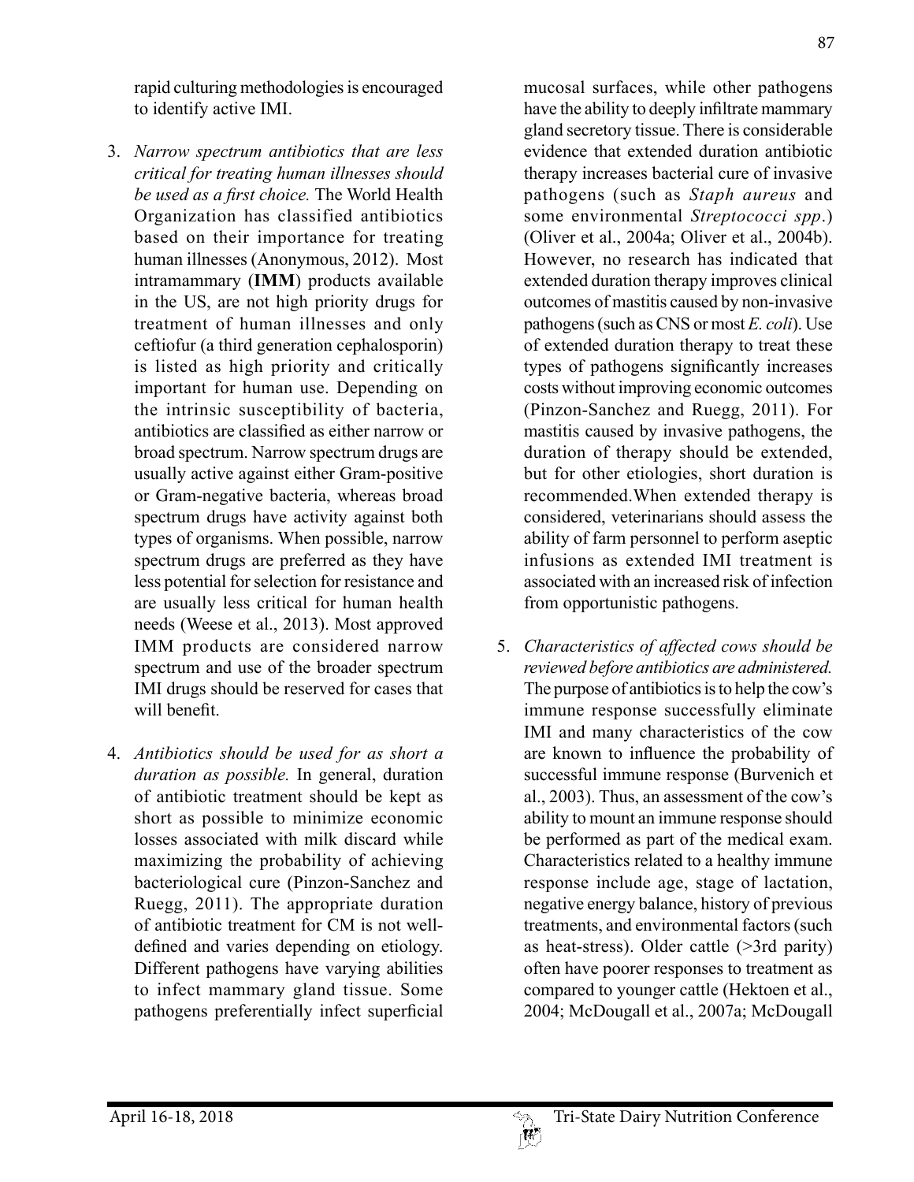rapid culturing methodologies is encouraged to identify active IMI.

3. *Narrow spectrum antibiotics that are less critical for treating human illnesses should be used as a first choice.* The World Health Organization has classified antibiotics based on their importance for treating human illnesses (Anonymous, 2012). Most intramammary (**IMM**) products available in the US, are not high priority drugs for treatment of human illnesses and only ceftiofur (a third generation cephalosporin) is listed as high priority and critically important for human use. Depending on the intrinsic susceptibility of bacteria, antibiotics are classified as either narrow or broad spectrum. Narrow spectrum drugs are usually active against either Gram-positive or Gram-negative bacteria, whereas broad spectrum drugs have activity against both types of organisms. When possible, narrow spectrum drugs are preferred as they have less potential for selection for resistance and are usually less critical for human health needs (Weese et al., 2013). Most approved IMM products are considered narrow spectrum and use of the broader spectrum IMI drugs should be reserved for cases that will benefit.

4. *Antibiotics should be used for as short a duration as possible.* In general, duration of antibiotic treatment should be kept as short as possible to minimize economic losses associated with milk discard while maximizing the probability of achieving bacteriological cure (Pinzon-Sanchez and Ruegg, 2011). The appropriate duration of antibiotic treatment for CM is not well-defined and varies depending on etiology. Different pathogens have varying abilities to infect mammary gland tissue. Some pathogens preferentially infect superficial mucosal surfaces, while other pathogens have the ability to deeply infiltrate mammary gland secretory tissue. There is considerable evidence that extended duration antibiotic therapy increases bacterial cure of invasive pathogens (such as *Staph aureus* and some environmental *Streptococci spp*.) (Oliver et al., 2004a; Oliver et al., 2004b). However, no research has indicated that extended duration therapy improves clinical outcomes of mastitis caused by non-invasive pathogens (such as CNS or most *E. coli*). Use of extended duration therapy to treat these types of pathogens significantly increases costs without improving economic outcomes (Pinzon-Sanchez and Ruegg, 2011). For mastitis caused by invasive pathogens, the duration of therapy should be extended, but for other etiologies, short duration is recommended.When extended therapy is considered, veterinarians should assess the ability of farm personnel to perform aseptic infusions as extended IMI treatment is associated with an increased risk of infection from opportunistic pathogens.

5. *Characteristics of affected cows should be reviewed before antibiotics are administered.* The purpose of antibiotics is to help the cow's immune response successfully eliminate IMI and many characteristics of the cow are known to influence the probability of successful immune response (Burvenich et al., 2003). Thus, an assessment of the cow's ability to mount an immune response should be performed as part of the medical exam. Characteristics related to a healthy immune response include age, stage of lactation, negative energy balance, history of previous treatments, and environmental factors (such as heat-stress). Older cattle (>3rd parity) often have poorer responses to treatment as compared to younger cattle (Hektoen et al., 2004; McDougall et al., 2007a; McDougall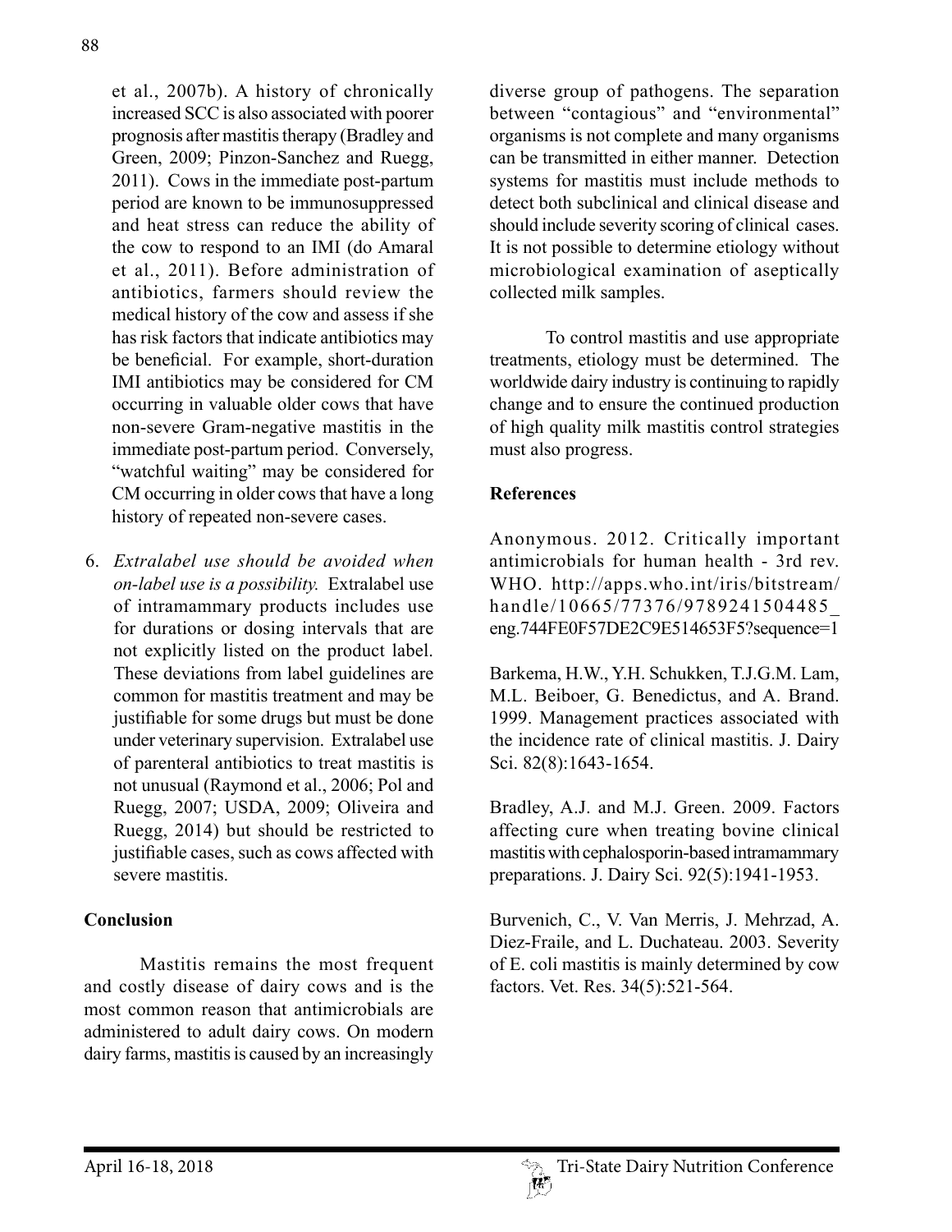et al., 2007b). A history of chronically increased SCC is also associated with poorer prognosis after mastitis therapy (Bradley and Green, 2009; Pinzon-Sanchez and Ruegg, 2011). Cows in the immediate post-partum period are known to be immunosuppressed and heat stress can reduce the ability of the cow to respond to an IMI (do Amaral et al., 2011). Before administration of antibiotics, farmers should review the medical history of the cow and assess if she has risk factors that indicate antibiotics may be beneficial. For example, short-duration IMI antibiotics may be considered for CM occurring in valuable older cows that have non-severe Gram-negative mastitis in the immediate post-partum period. Conversely, "watchful waiting" may be considered for CM occurring in older cows that have a long history of repeated non-severe cases.

6. *Extralabel use should be avoided when on-label use is a possibility.* Extralabel use of intramammary products includes use for durations or dosing intervals that are not explicitly listed on the product label. These deviations from label guidelines are common for mastitis treatment and may be justifiable for some drugs but must be done under veterinary supervision. Extralabel use of parenteral antibiotics to treat mastitis is not unusual (Raymond et al., 2006; Pol and Ruegg, 2007; USDA, 2009; Oliveira and Ruegg, 2014) but should be restricted to justifiable cases, such as cows affected with severe mastitis.

## Conclusion

Mastitis remains the most frequent and costly disease of dairy cows and is the most common reason that antimicrobials are administered to adult dairy cows. On modern dairy farms, mastitis is caused by an increasingly diverse group of pathogens. The separation between "contagious" and "environmental" organisms is not complete and many organisms can be transmitted in either manner. Detection systems for mastitis must include methods to detect both subclinical and clinical disease and should include severity scoring of clinical cases. It is not possible to determine etiology without microbiological examination of aseptically collected milk samples.

To control mastitis and use appropriate treatments, etiology must be determined. The worldwide dairy industry is continuing to rapidly change and to ensure the continued production of high quality milk mastitis control strategies must also progress.

## References

Anonymous. 2012. Critically important antimicrobials for human health - 3rd rev. WHO. http://apps.who.int/iris/bitstream/handle/10665/77376/9789241504485_eng.744FE0F57DE2C9E514653F5?sequence=1

Barkema, H.W., Y.H. Schukken, T.J.G.M. Lam, M.L. Beiboer, G. Benedictus, and A. Brand. 1999. Management practices associated with the incidence rate of clinical mastitis. J. Dairy Sci. 82(8):1643-1654.

Bradley, A.J. and M.J. Green. 2009. Factors affecting cure when treating bovine clinical mastitis with cephalosporin-based intramammary preparations. J. Dairy Sci. 92(5):1941-1953.

Burvenich, C., V. Van Merris, J. Mehrzad, A. Diez-Fraile, and L. Duchateau. 2003. Severity of E. coli mastitis is mainly determined by cow factors. Vet. Res. 34(5):521-564.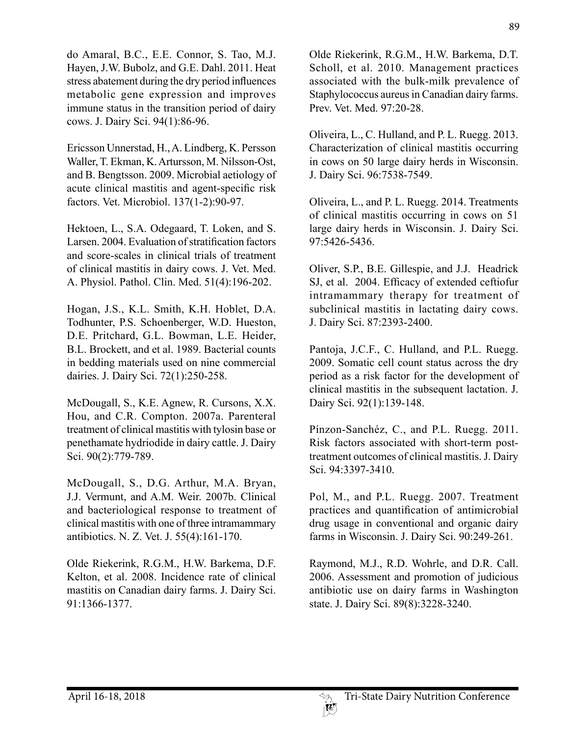do Amaral, B.C., E.E. Connor, S. Tao, M.J. Hayen, J.W. Bubolz, and G.E. Dahl. 2011. Heat stress abatement during the dry period influences metabolic gene expression and improves immune status in the transition period of dairy cows. J. Dairy Sci. 94(1):86-96.

Ericsson Unnerstad, H., A. Lindberg, K. Persson Waller, T. Ekman, K. Artursson, M. Nilsson-Ost, and B. Bengtsson. 2009. Microbial aetiology of acute clinical mastitis and agent-specific risk factors. Vet. Microbiol. 137(1-2):90-97.

Hektoen, L., S.A. Odegaard, T. Loken, and S. Larsen. 2004. Evaluation of stratification factors and score-scales in clinical trials of treatment of clinical mastitis in dairy cows. J. Vet. Med. A. Physiol. Pathol. Clin. Med. 51(4):196-202.

Hogan, J.S., K.L. Smith, K.H. Hoblet, D.A. Todhunter, P.S. Schoenberger, W.D. Hueston, D.E. Pritchard, G.L. Bowman, L.E. Heider, B.L. Brockett, and et al. 1989. Bacterial counts in bedding materials used on nine commercial dairies. J. Dairy Sci. 72(1):250-258.

McDougall, S., K.E. Agnew, R. Cursons, X.X. Hou, and C.R. Compton. 2007a. Parenteral treatment of clinical mastitis with tylosin base or penethamate hydriodide in dairy cattle. J. Dairy Sci. 90(2):779-789.

McDougall, S., D.G. Arthur, M.A. Bryan, J.J. Vermunt, and A.M. Weir. 2007b. Clinical and bacteriological response to treatment of clinical mastitis with one of three intramammary antibiotics. N. Z. Vet. J. 55(4):161-170.

Olde Riekerink, R.G.M., H.W. Barkema, D.F. Kelton, et al. 2008. Incidence rate of clinical mastitis on Canadian dairy farms. J. Dairy Sci. 91:1366-1377.

Olde Riekerink, R.G.M., H.W. Barkema, D.T. Scholl, et al. 2010. Management practices associated with the bulk-milk prevalence of Staphylococcus aureus in Canadian dairy farms. Prev. Vet. Med. 97:20-28.

Oliveira, L., C. Hulland, and P. L. Ruegg. 2013. Characterization of clinical mastitis occurring in cows on 50 large dairy herds in Wisconsin. J. Dairy Sci. 96:7538-7549.

Oliveira, L., and P. L. Ruegg. 2014. Treatments of clinical mastitis occurring in cows on 51 large dairy herds in Wisconsin. J. Dairy Sci. 97:5426-5436.

Oliver, S.P., B.E. Gillespie, and J.J. Headrick SJ, et al. 2004. Efficacy of extended ceftiofur intramammary therapy for treatment of subclinical mastitis in lactating dairy cows. J. Dairy Sci. 87:2393-2400.

Pantoja, J.C.F., C. Hulland, and P.L. Ruegg. 2009. Somatic cell count status across the dry period as a risk factor for the development of clinical mastitis in the subsequent lactation. J. Dairy Sci. 92(1):139-148.

Pínzon-Sanchéz, C., and P.L. Ruegg. 2011. Risk factors associated with short-term post-treatment outcomes of clinical mastitis. J. Dairy Sci. 94:3397-3410.

Pol, M., and P.L. Ruegg. 2007. Treatment practices and quantification of antimicrobial drug usage in conventional and organic dairy farms in Wisconsin. J. Dairy Sci. 90:249-261.

Raymond, M.J., R.D. Wohrle, and D.R. Call. 2006. Assessment and promotion of judicious antibiotic use on dairy farms in Washington state. J. Dairy Sci. 89(8):3228-3240.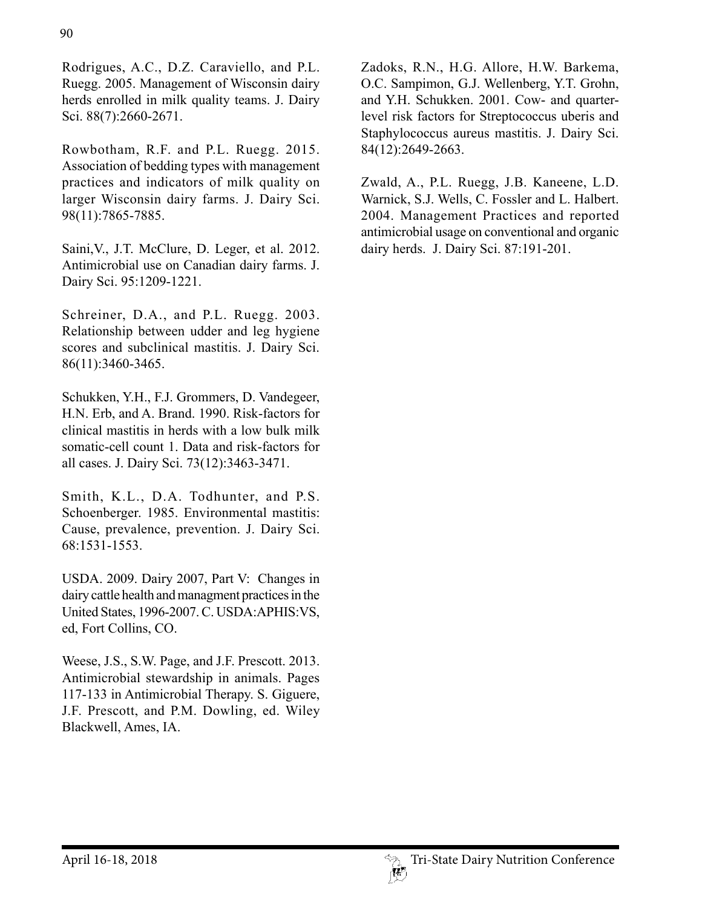Rodrigues, A.C., D.Z. Caraviello, and P.L. Ruegg. 2005. Management of Wisconsin dairy herds enrolled in milk quality teams. J. Dairy Sci. 88(7):2660-2671.

Rowbotham, R.F. and P.L. Ruegg. 2015. Association of bedding types with management practices and indicators of milk quality on larger Wisconsin dairy farms. J. Dairy Sci. 98(11):7865-7885.

Saini,V., J.T. McClure, D. Leger, et al. 2012. Antimicrobial use on Canadian dairy farms. J. Dairy Sci. 95:1209-1221.

Schreiner, D.A., and P.L. Ruegg. 2003. Relationship between udder and leg hygiene scores and subclinical mastitis. J. Dairy Sci. 86(11):3460-3465.

Schukken, Y.H., F.J. Grommers, D. Vandegeer, H.N. Erb, and A. Brand. 1990. Risk-factors for clinical mastitis in herds with a low bulk milk somatic-cell count 1. Data and risk-factors for all cases. J. Dairy Sci. 73(12):3463-3471.

Smith, K.L., D.A. Todhunter, and P.S. Schoenberger. 1985. Environmental mastitis: Cause, prevalence, prevention. J. Dairy Sci. 68:1531-1553.

USDA. 2009. Dairy 2007, Part V: Changes in dairy cattle health and managment practices in the United States, 1996-2007. C. USDA:APHIS:VS, ed, Fort Collins, CO.

Weese, J.S., S.W. Page, and J.F. Prescott. 2013. Antimicrobial stewardship in animals. Pages 117-133 in Antimicrobial Therapy. S. Giguere, J.F. Prescott, and P.M. Dowling, ed. Wiley Blackwell, Ames, IA.

Zadoks, R.N., H.G. Allore, H.W. Barkema, O.C. Sampimon, G.J. Wellenberg, Y.T. Grohn, and Y.H. Schukken. 2001. Cow- and quarter-level risk factors for Streptococcus uberis and Staphylococcus aureus mastitis. J. Dairy Sci. 84(12):2649-2663.

Zwald, A., P.L. Ruegg, J.B. Kaneene, L.D. Warnick, S.J. Wells, C. Fossler and L. Halbert. 2004. Management Practices and reported antimicrobial usage on conventional and organic dairy herds. J. Dairy Sci. 87:191-201.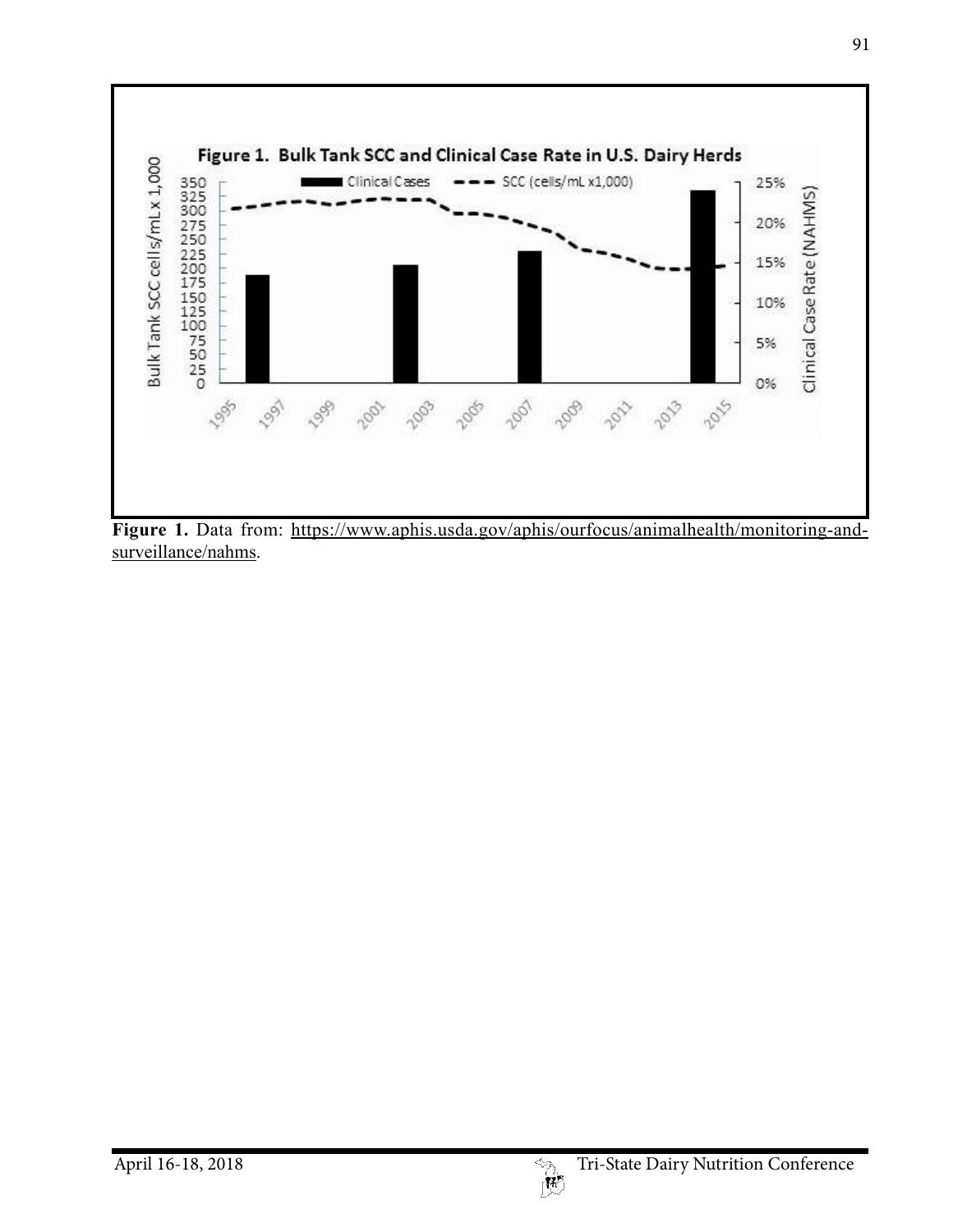Figure 1. Bulk Tank SCC and Clinical Case Rate in U.S. Dairy Herds

Clinical Cases
SCC (cells/mL x1,000)

Bulk Tank SCC cells/mL x 1,000

350
325
300
275
250
225
200
175
150
125
100
75
50
25
0

Clinical Case Rate (NAHMS)

25%
20%
15%
10%
5%
0%

1995
1997
1999
2001
2003
2005
2007
2009
2011
2013
2015

**Figure 1.** Data from: https://www.aphis.usda.gov/aphis/ourfocus/animalhealth/monitoring-and-surveillance/nahms.